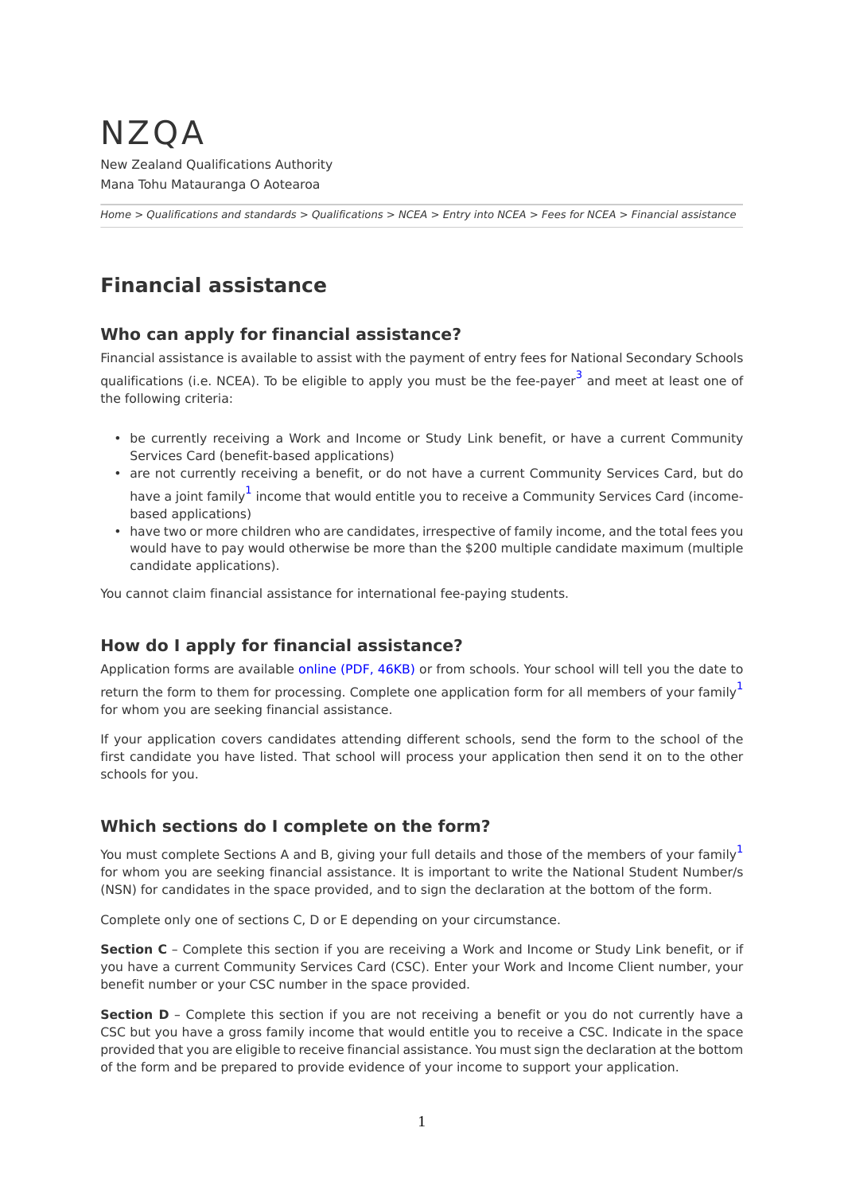# NZQA

New Zealand Qualifications Authority

Mana Tohu Matauranga O Aotearoa

*Home > Qualifications and standards > Qualifications > NCEA > Entry into NCEA > Fees for NCEA > Financial assistance*

## Financial assistance

### Who can apply for financial assistance?

Financial assistance is available to assist with the payment of entry fees for National Secondary Schools qualifications (i.e. NCEA). To be eligible to apply you must be the fee-payer[3] and meet at least one of the following criteria:

- be currently receiving a Work and Income or Study Link benefit, or have a current Community Services Card (benefit-based applications)
- are not currently receiving a benefit, or do not have a current Community Services Card, but do have a joint family[1] income that would entitle you to receive a Community Services Card (income-based applications)
- have two or more children who are candidates, irrespective of family income, and the total fees you would have to pay would otherwise be more than the $200 multiple candidate maximum (multiple candidate applications).

You cannot claim financial assistance for international fee-paying students.

### How do I apply for financial assistance?

Application forms are available online (PDF, 46KB) or from schools. Your school will tell you the date to return the form to them for processing. Complete one application form for all members of your family[1] for whom you are seeking financial assistance.

If your application covers candidates attending different schools, send the form to the school of the first candidate you have listed. That school will process your application then send it on to the other schools for you.

### Which sections do I complete on the form?

You must complete Sections A and B, giving your full details and those of the members of your family[1] for whom you are seeking financial assistance. It is important to write the National Student Number/s (NSN) for candidates in the space provided, and to sign the declaration at the bottom of the form.

Complete only one of sections C, D or E depending on your circumstance.

**Section C** – Complete this section if you are receiving a Work and Income or Study Link benefit, or if you have a current Community Services Card (CSC). Enter your Work and Income Client number, your benefit number or your CSC number in the space provided.

**Section D** – Complete this section if you are not receiving a benefit or you do not currently have a CSC but you have a gross family income that would entitle you to receive a CSC. Indicate in the space provided that you are eligible to receive financial assistance. You must sign the declaration at the bottom of the form and be prepared to provide evidence of your income to support your application.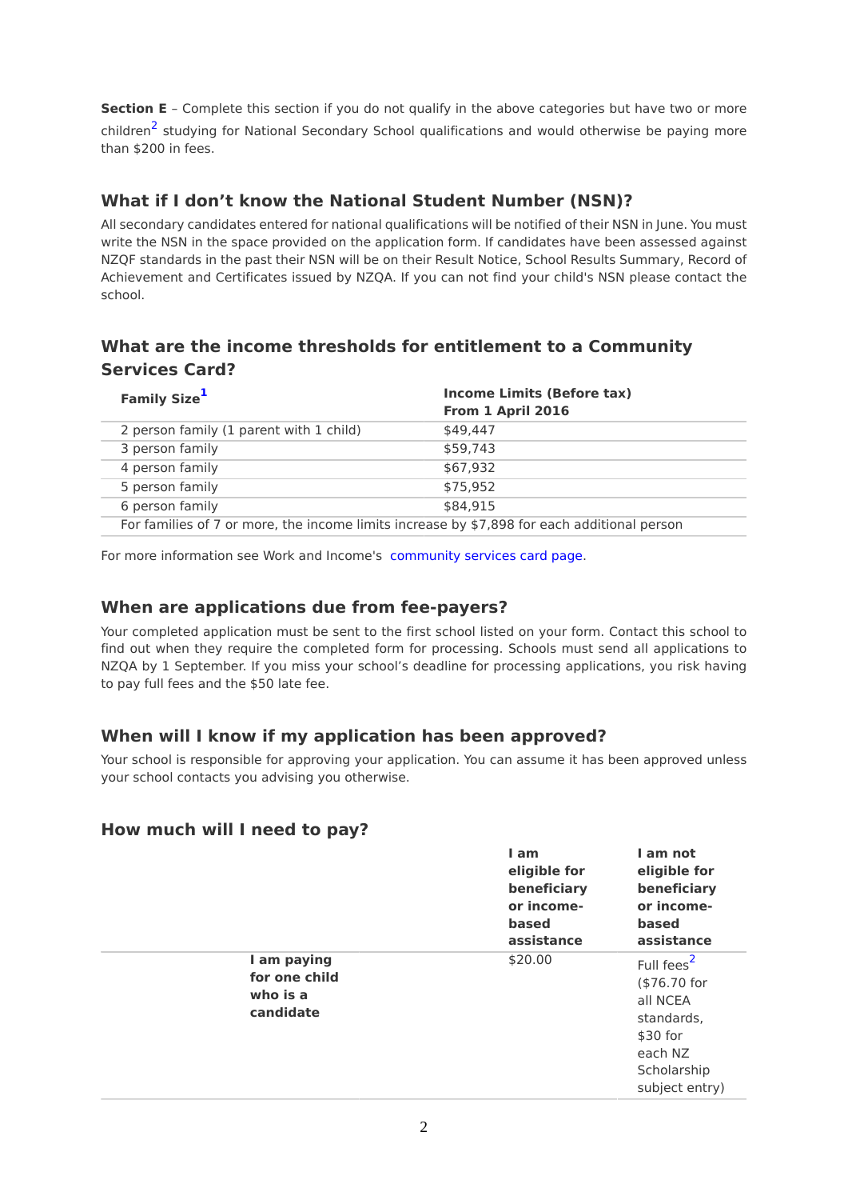**Section E** – Complete this section if you do not qualify in the above categories but have two or more children[2] studying for National Secondary School qualifications and would otherwise be paying more than $200 in fees.

## What if I don't know the National Student Number (NSN)?

All secondary candidates entered for national qualifications will be notified of their NSN in June. You must write the NSN in the space provided on the application form. If candidates have been assessed against NZQF standards in the past their NSN will be on their Result Notice, School Results Summary, Record of Achievement and Certificates issued by NZQA. If you can not find your child's NSN please contact the school.

## What are the income thresholds for entitlement to a Community Services Card?

| Family Size[1] | Income Limits (Before tax) From 1 April 2016 |
|---|---|
| 2 person family (1 parent with 1 child) | $49,447 |
| 3 person family | $59,743 |
| 4 person family | $67,932 |
| 5 person family | $75,952 |
| 6 person family | $84,915 |
| For families of 7 or more, the income limits increase by $7,898 for each additional person | |

For more information see Work and Income's community services card page.

## When are applications due from fee-payers?

Your completed application must be sent to the first school listed on your form. Contact this school to find out when they require the completed form for processing. Schools must send all applications to NZQA by 1 September. If you miss your school's deadline for processing applications, you risk having to pay full fees and the $50 late fee.

## When will I know if my application has been approved?

Your school is responsible for approving your application. You can assume it has been approved unless your school contacts you advising you otherwise.

## How much will I need to pay?

| | I am eligible for beneficiary or income-based assistance | I am not eligible for beneficiary or income-based assistance |
|---|---|---|
| **I am paying for one child who is a candidate** | $20.00 | Full fees[2] ($76.70 for all NCEA standards, $30 for each NZ Scholarship subject entry) |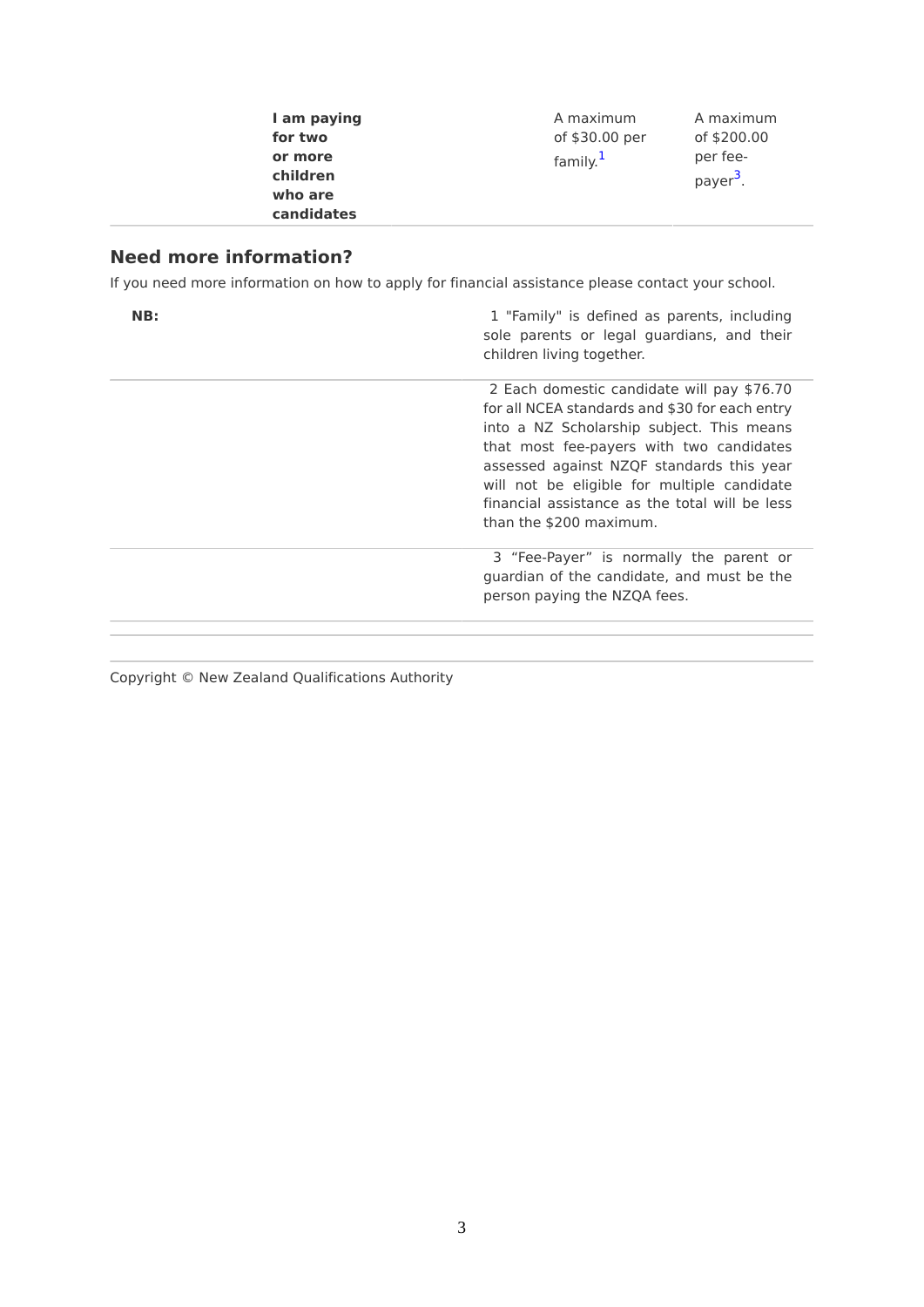| | | |
|---|---|---|
| **I am paying for two or more children who are candidates** | A maximum of $30.00 per family.[1] | A maximum of $200.00 per fee-payer[3]. |

## Need more information?

If you need more information on how to apply for financial assistance please contact your school.

| | |
|---|---|
| **NB:** | 1 "Family" is defined as parents, including sole parents or legal guardians, and their children living together. |
| | 2 Each domestic candidate will pay $76.70 for all NCEA standards and $30 for each entry into a NZ Scholarship subject. This means that most fee-payers with two candidates assessed against NZQF standards this year will not be eligible for multiple candidate financial assistance as the total will be less than the $200 maximum. |
| | 3 “Fee-Payer” is normally the parent or guardian of the candidate, and must be the person paying the NZQA fees. |

Copyright © New Zealand Qualifications Authority